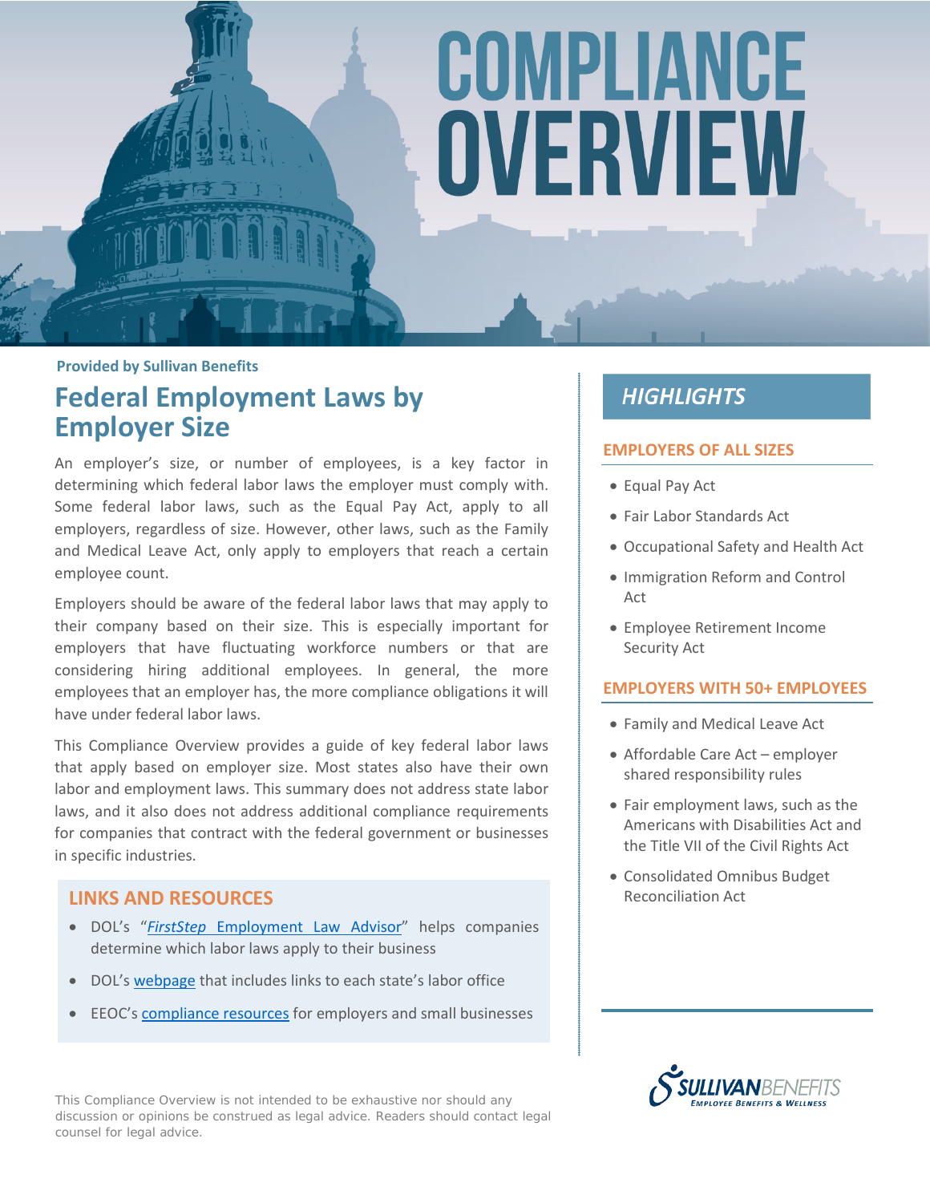# COMPLIANCE OVERVIEW

**Provided by Sullivan Benefits**

## Federal Employment Laws by Employer Size

An employer's size, or number of employees, is a key factor in determining which federal labor laws the employer must comply with. Some federal labor laws, such as the Equal Pay Act, apply to all employers, regardless of size. However, other laws, such as the Family and Medical Leave Act, only apply to employers that reach a certain employee count.

Employers should be aware of the federal labor laws that may apply to their company based on their size. This is especially important for employers that have fluctuating workforce numbers or that are considering hiring additional employees. In general, the more employees that an employer has, the more compliance obligations it will have under federal labor laws.

This Compliance Overview provides a guide of key federal labor laws that apply based on employer size. Most states also have their own labor and employment laws. This summary does not address state labor laws, and it also does not address additional compliance requirements for companies that contract with the federal government or businesses in specific industries.

### LINKS AND RESOURCES

- DOL's "*FirstStep* Employment Law Advisor" helps companies determine which labor laws apply to their business
- DOL's webpage that includes links to each state's labor office
- EEOC's compliance resources for employers and small businesses

## *HIGHLIGHTS*

### EMPLOYERS OF ALL SIZES

- Equal Pay Act
- Fair Labor Standards Act
- Occupational Safety and Health Act
- Immigration Reform and Control Act
- Employee Retirement Income Security Act

### EMPLOYERS WITH 50+ EMPLOYEES

- Family and Medical Leave Act
- Affordable Care Act – employer shared responsibility rules
- Fair employment laws, such as the Americans with Disabilities Act and the Title VII of the Civil Rights Act
- Consolidated Omnibus Budget Reconciliation Act

This Compliance Overview is not intended to be exhaustive nor should any discussion or opinions be construed as legal advice. Readers should contact legal counsel for legal advice.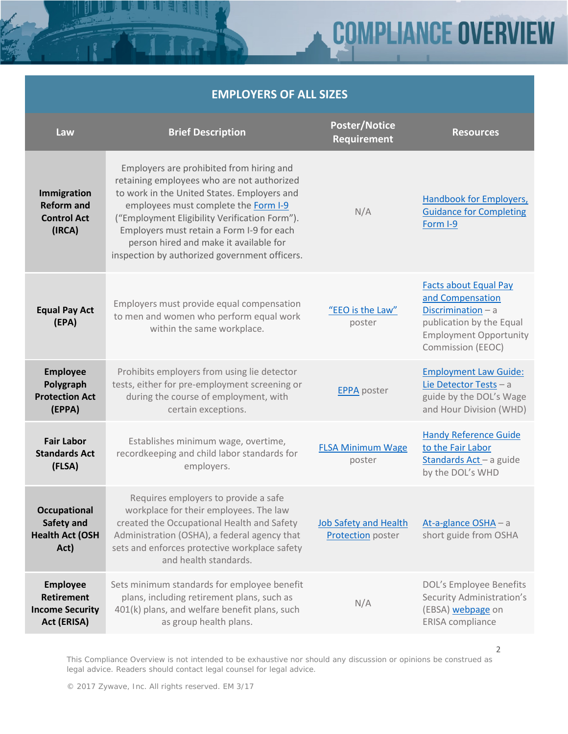| EMPLOYERS OF ALL SIZES | | | |
|---|---|---|---|
| **Law** | **Brief Description** | **Poster/Notice Requirement** | **Resources** |
| **Immigration Reform and Control Act (IRCA)** | Employers are prohibited from hiring and retaining employees who are not authorized to work in the United States. Employers and employees must complete the Form I-9 ("Employment Eligibility Verification Form"). Employers must retain a Form I-9 for each person hired and make it available for inspection by authorized government officers. | N/A | Handbook for Employers, Guidance for Completing Form I-9 |
| **Equal Pay Act (EPA)** | Employers must provide equal compensation to men and women who perform equal work within the same workplace. | "EEO is the Law" poster | Facts about Equal Pay and Compensation Discrimination – a publication by the Equal Employment Opportunity Commission (EEOC) |
| **Employee Polygraph Protection Act (EPPA)** | Prohibits employers from using lie detector tests, either for pre-employment screening or during the course of employment, with certain exceptions. | EPPA poster | Employment Law Guide: Lie Detector Tests – a guide by the DOL's Wage and Hour Division (WHD) |
| **Fair Labor Standards Act (FLSA)** | Establishes minimum wage, overtime, recordkeeping and child labor standards for employers. | FLSA Minimum Wage poster | Handy Reference Guide to the Fair Labor Standards Act – a guide by the DOL's WHD |
| **Occupational Safety and Health Act (OSH Act)** | Requires employers to provide a safe workplace for their employees. The law created the Occupational Health and Safety Administration (OSHA), a federal agency that sets and enforces protective workplace safety and health standards. | Job Safety and Health Protection poster | At-a-glance OSHA – a short guide from OSHA |
| **Employee Retirement Income Security Act (ERISA)** | Sets minimum standards for employee benefit plans, including retirement plans, such as 401(k) plans, and welfare benefit plans, such as group health plans. | N/A | DOL's Employee Benefits Security Administration's (EBSA) webpage on ERISA compliance |

This Compliance Overview is not intended to be exhaustive nor should any discussion or opinions be construed as legal advice. Readers should contact legal counsel for legal advice.

© 2017 Zywave, Inc. All rights reserved. EM 3/17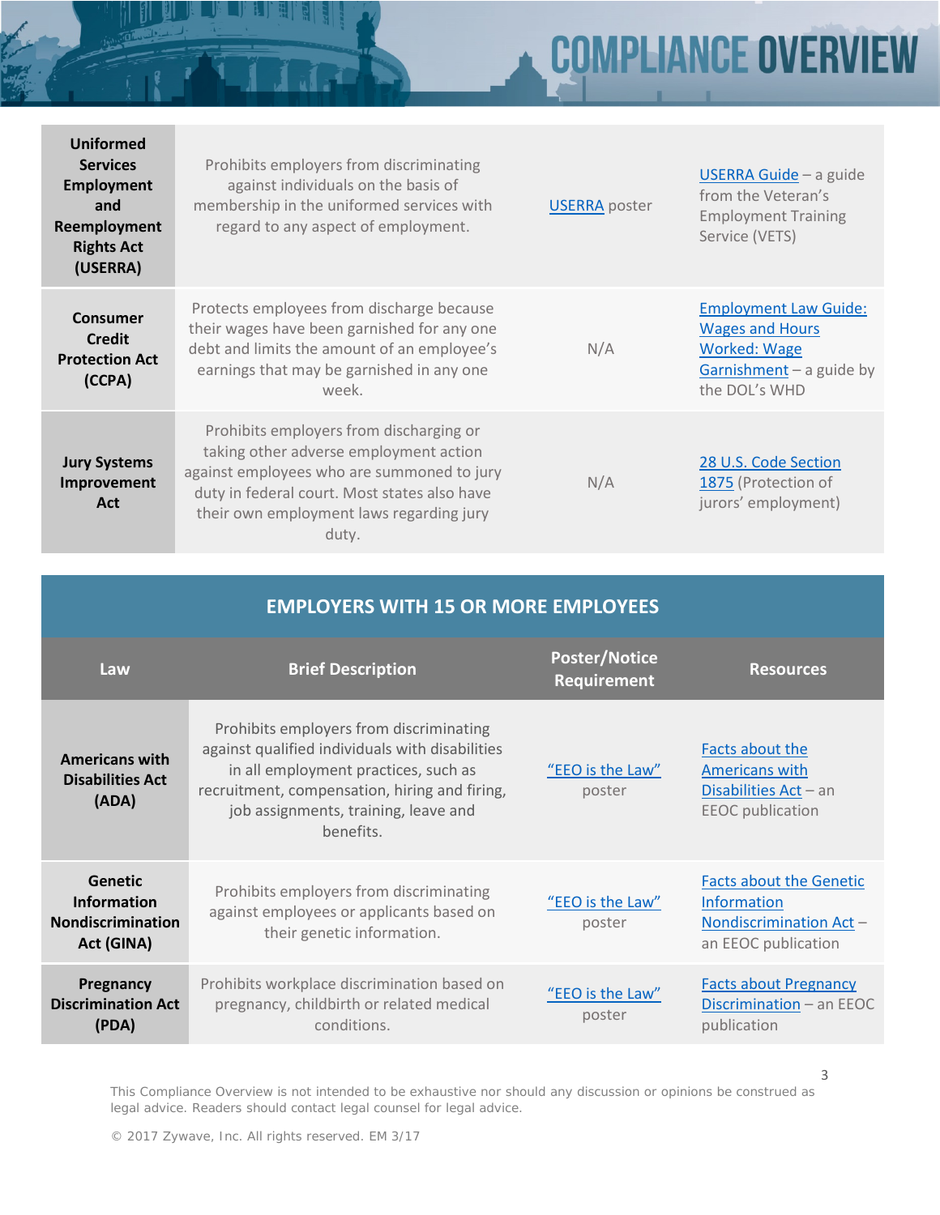| | | | |
|---|---|---|---|
| **Uniformed Services Employment and Reemployment Rights Act (USERRA)** | Prohibits employers from discriminating against individuals on the basis of membership in the uniformed services with regard to any aspect of employment. | USERRA poster | USERRA Guide – a guide from the Veteran's Employment Training Service (VETS) |
| **Consumer Credit Protection Act (CCPA)** | Protects employees from discharge because their wages have been garnished for any one debt and limits the amount of an employee's earnings that may be garnished in any one week. | N/A | Employment Law Guide: Wages and Hours Worked: Wage Garnishment – a guide by the DOL's WHD |
| **Jury Systems Improvement Act** | Prohibits employers from discharging or taking other adverse employment action against employees who are summoned to jury duty in federal court. Most states also have their own employment laws regarding jury duty. | N/A | 28 U.S. Code Section 1875 (Protection of jurors' employment) |

## EMPLOYERS WITH 15 OR MORE EMPLOYEES

| Law | Brief Description | Poster/Notice Requirement | Resources |
|---|---|---|---|
| **Americans with Disabilities Act (ADA)** | Prohibits employers from discriminating against qualified individuals with disabilities in all employment practices, such as recruitment, compensation, hiring and firing, job assignments, training, leave and benefits. | "EEO is the Law" poster | Facts about the Americans with Disabilities Act – an EEOC publication |
| **Genetic Information Nondiscrimination Act (GINA)** | Prohibits employers from discriminating against employees or applicants based on their genetic information. | "EEO is the Law" poster | Facts about the Genetic Information Nondiscrimination Act – an EEOC publication |
| **Pregnancy Discrimination Act (PDA)** | Prohibits workplace discrimination based on pregnancy, childbirth or related medical conditions. | "EEO is the Law" poster | Facts about Pregnancy Discrimination – an EEOC publication |

This Compliance Overview is not intended to be exhaustive nor should any discussion or opinions be construed as legal advice. Readers should contact legal counsel for legal advice.

© 2017 Zywave, Inc. All rights reserved. EM 3/17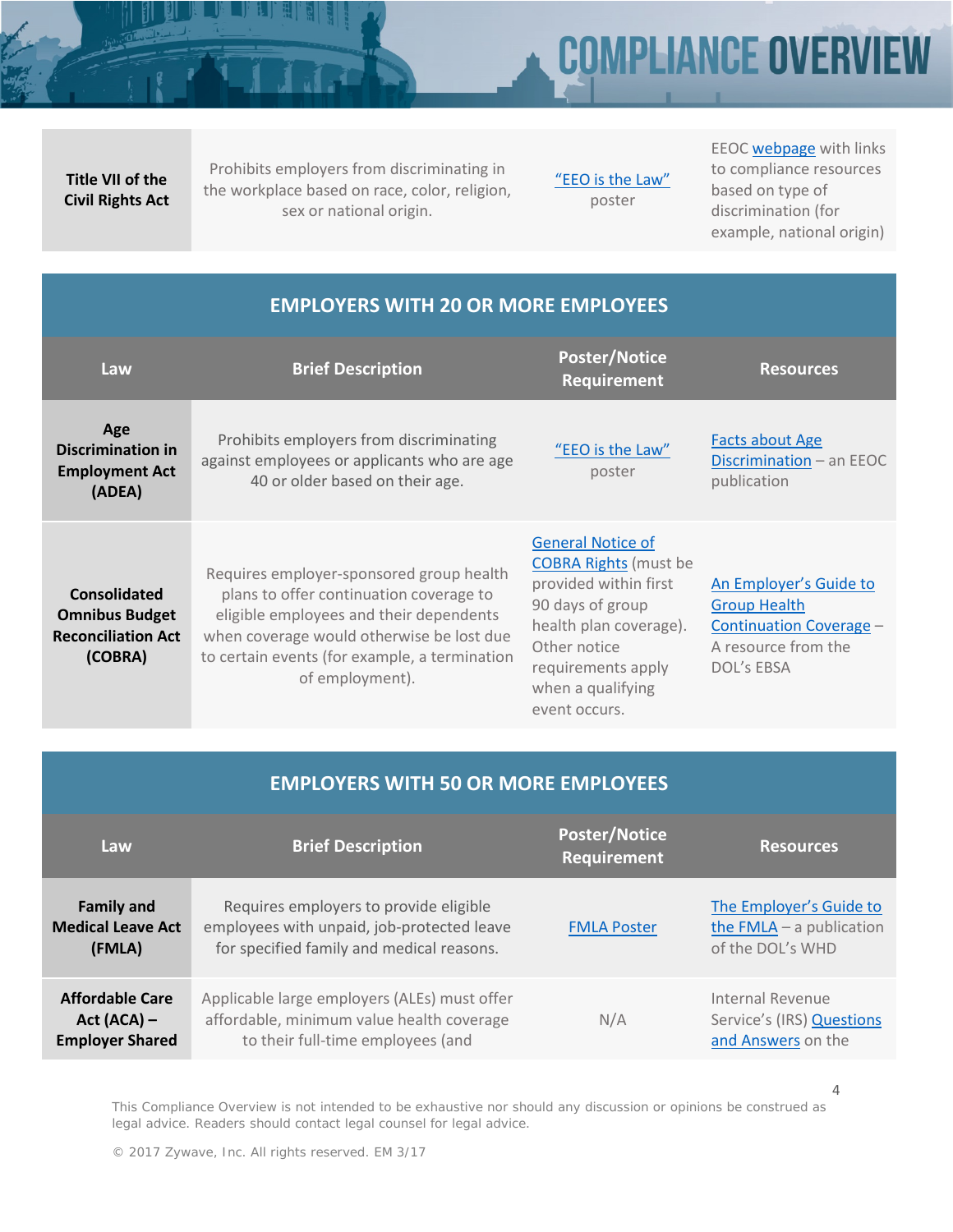| Title VII of the Civil Rights Act | Prohibits employers from discriminating in the workplace based on race, color, religion, sex or national origin. | "EEO is the Law" poster | EEOC webpage with links to compliance resources based on type of discrimination (for example, national origin) |
|---|---|---|---|

## EMPLOYERS WITH 20 OR MORE EMPLOYEES

| Law | Brief Description | Poster/Notice Requirement | Resources |
|---|---|---|---|
| **Age Discrimination in Employment Act (ADEA)** | Prohibits employers from discriminating against employees or applicants who are age 40 or older based on their age. | "EEO is the Law" poster | Facts about Age Discrimination – an EEOC publication |
| **Consolidated Omnibus Budget Reconciliation Act (COBRA)** | Requires employer-sponsored group health plans to offer continuation coverage to eligible employees and their dependents when coverage would otherwise be lost due to certain events (for example, a termination of employment). | General Notice of COBRA Rights (must be provided within first 90 days of group health plan coverage). Other notice requirements apply when a qualifying event occurs. | An Employer's Guide to Group Health Continuation Coverage – A resource from the DOL's EBSA |

## EMPLOYERS WITH 50 OR MORE EMPLOYEES

| Law | Brief Description | Poster/Notice Requirement | Resources |
|---|---|---|---|
| **Family and Medical Leave Act (FMLA)** | Requires employers to provide eligible employees with unpaid, job-protected leave for specified family and medical reasons. | FMLA Poster | The Employer's Guide to the FMLA – a publication of the DOL's WHD |
| **Affordable Care Act (ACA) – Employer Shared** | Applicable large employers (ALEs) must offer affordable, minimum value health coverage to their full-time employees (and | N/A | Internal Revenue Service's (IRS) Questions and Answers on the |

This Compliance Overview is not intended to be exhaustive nor should any discussion or opinions be construed as legal advice. Readers should contact legal counsel for legal advice.

© 2017 Zywave, Inc. All rights reserved. EM 3/17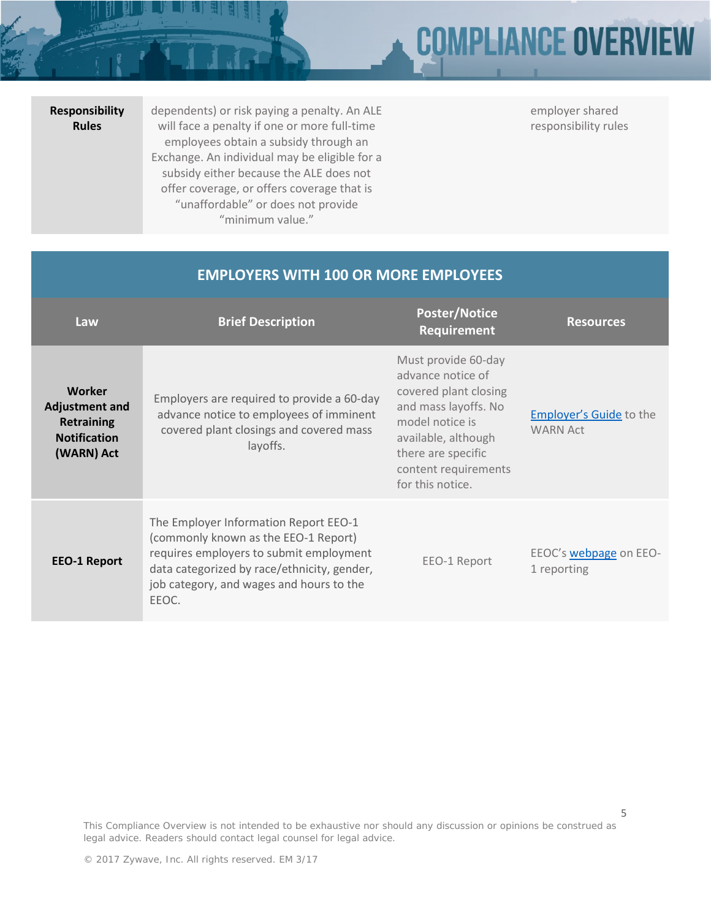| | | | |
|---|---|---|---|
| **Responsibility Rules** | dependents) or risk paying a penalty. An ALE will face a penalty if one or more full-time employees obtain a subsidy through an Exchange. An individual may be eligible for a subsidy either because the ALE does not offer coverage, or offers coverage that is "unaffordable" or does not provide "minimum value." | | employer shared responsibility rules |

## EMPLOYERS WITH 100 OR MORE EMPLOYEES

| Law | Brief Description | Poster/Notice Requirement | Resources |
|---|---|---|---|
| **Worker Adjustment and Retraining Notification (WARN) Act** | Employers are required to provide a 60-day advance notice to employees of imminent covered plant closings and covered mass layoffs. | Must provide 60-day advance notice of covered plant closing and mass layoffs. No model notice is available, although there are specific content requirements for this notice. | Employer's Guide to the WARN Act |
| **EEO-1 Report** | The Employer Information Report EEO-1 (commonly known as the EEO-1 Report) requires employers to submit employment data categorized by race/ethnicity, gender, job category, and wages and hours to the EEOC. | EEO-1 Report | EEOC's webpage on EEO-1 reporting |

This Compliance Overview is not intended to be exhaustive nor should any discussion or opinions be construed as legal advice. Readers should contact legal counsel for legal advice.

© 2017 Zywave, Inc. All rights reserved. EM 3/17